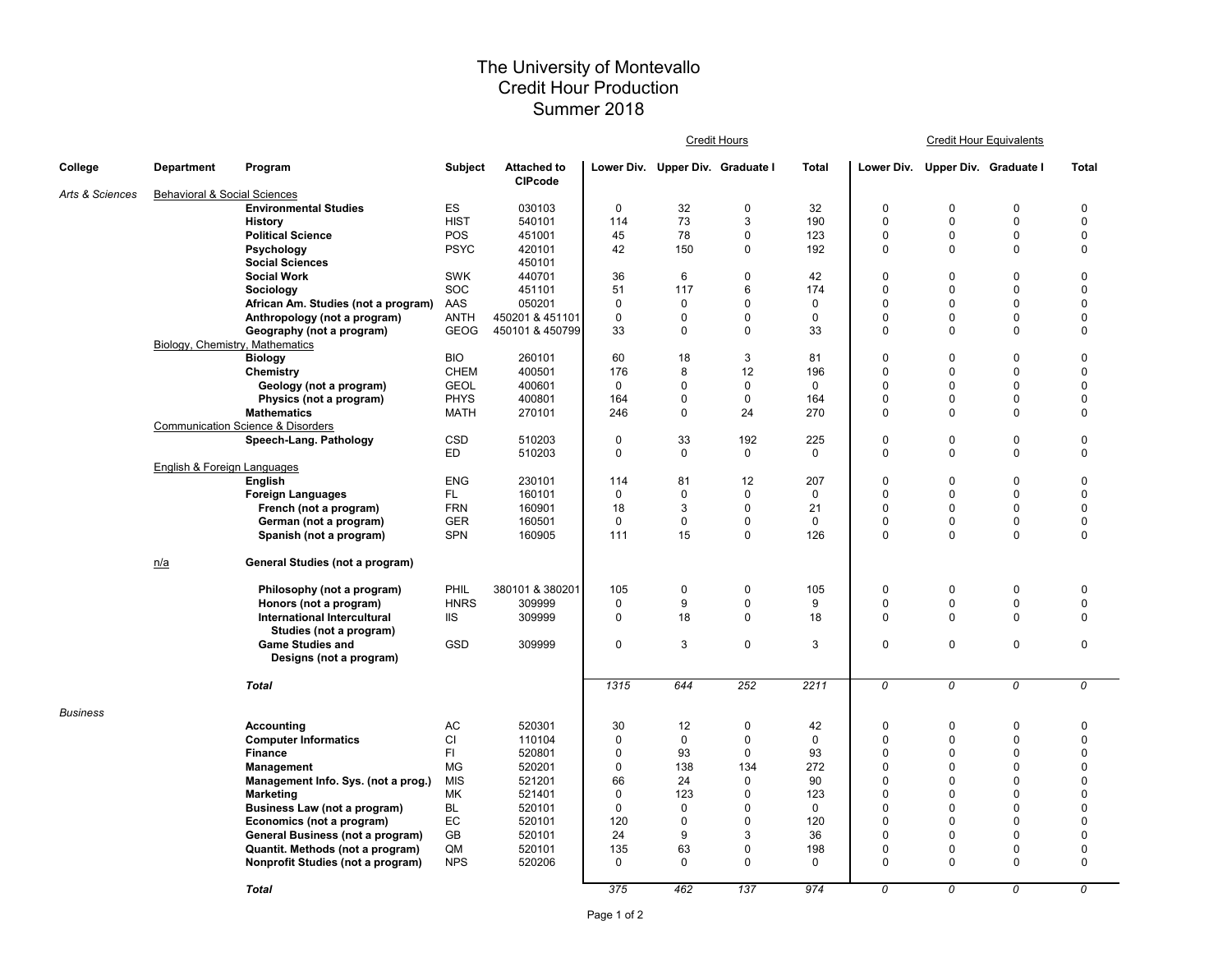# The University of Montevallo
## Credit Hour Production
## Summer 2018

| College | Department | Program | Subject | Attached to CIPcode | Credit Hours | | | | Credit Hour Equivalents | | | |
|---|---|---|---|---|---|---|---|---|---|---|---|---|
| | | | | | Lower Div. | Upper Div. | Graduate I | Total | Lower Div. | Upper Div. | Graduate I | Total |
| *Arts & Sciences* | Behavioral & Social Sciences | | | | | | | | | | | |
| | | **Environmental Studies** | ES | 030103 | 0 | 32 | 0 | 32 | 0 | 0 | 0 | 0 |
| | | **History** | HIST | 540101 | 114 | 73 | 3 | 190 | 0 | 0 | 0 | 0 |
| | | **Political Science** | POS | 451001 | 45 | 78 | 0 | 123 | 0 | 0 | 0 | 0 |
| | | **Psychology** | PSYC | 420101 | 42 | 150 | 0 | 192 | 0 | 0 | 0 | 0 |
| | | **Social Sciences** | | 450101 | | | | | | | | |
| | | **Social Work** | SWK | 440701 | 36 | 6 | 0 | 42 | 0 | 0 | 0 | 0 |
| | | **Sociology** | SOC | 451101 | 51 | 117 | 6 | 174 | 0 | 0 | 0 | 0 |
| | | **African Am. Studies (not a program)** | AAS | 050201 | 0 | 0 | 0 | 0 | 0 | 0 | 0 | 0 |
| | | **Anthropology (not a program)** | ANTH | 450201 & 451101 | 0 | 0 | 0 | 0 | 0 | 0 | 0 | 0 |
| | | **Geography (not a program)** | GEOG | 450101 & 450799 | 33 | 0 | 0 | 33 | 0 | 0 | 0 | 0 |
| | Biology, Chemistry, Mathematics | | | | | | | | | | | |
| | | **Biology** | BIO | 260101 | 60 | 18 | 3 | 81 | 0 | 0 | 0 | 0 |
| | | **Chemistry** | CHEM | 400501 | 176 | 8 | 12 | 196 | 0 | 0 | 0 | 0 |
| | | **Geology (not a program)** | GEOL | 400601 | 0 | 0 | 0 | 0 | 0 | 0 | 0 | 0 |
| | | **Physics (not a program)** | PHYS | 400801 | 164 | 0 | 0 | 164 | 0 | 0 | 0 | 0 |
| | | **Mathematics** | MATH | 270101 | 246 | 0 | 24 | 270 | 0 | 0 | 0 | 0 |
| | Communication Science & Disorders | | | | | | | | | | | |
| | | **Speech-Lang. Pathology** | CSD | 510203 | 0 | 33 | 192 | 225 | 0 | 0 | 0 | 0 |
| | | | ED | 510203 | 0 | 0 | 0 | 0 | 0 | 0 | 0 | 0 |
| | English & Foreign Languages | | | | | | | | | | | |
| | | **English** | ENG | 230101 | 114 | 81 | 12 | 207 | 0 | 0 | 0 | 0 |
| | | **Foreign Languages** | FL | 160101 | 0 | 0 | 0 | 0 | 0 | 0 | 0 | 0 |
| | | **French (not a program)** | FRN | 160901 | 18 | 3 | 0 | 21 | 0 | 0 | 0 | 0 |
| | | **German (not a program)** | GER | 160501 | 0 | 0 | 0 | 0 | 0 | 0 | 0 | 0 |
| | | **Spanish (not a program)** | SPN | 160905 | 111 | 15 | 0 | 126 | 0 | 0 | 0 | 0 |
| | n/a | **General Studies (not a program)** | | | | | | | | | | |
| | | **Philosophy (not a program)** | PHIL | 380101 & 380201 | 105 | 0 | 0 | 105 | 0 | 0 | 0 | 0 |
| | | **Honors (not a program)** | HNRS | 309999 | 0 | 9 | 0 | 9 | 0 | 0 | 0 | 0 |
| | | **International Intercultural Studies (not a program)** | IIS | 309999 | 0 | 18 | 0 | 18 | 0 | 0 | 0 | 0 |
| | | **Game Studies and Designs (not a program)** | GSD | 309999 | 0 | 3 | 0 | 3 | 0 | 0 | 0 | 0 |
| | | ***Total*** | | | *1315* | *644* | *252* | *2211* | *0* | *0* | *0* | *0* |
| *Business* | | | | | | | | | | | | |
| | | **Accounting** | AC | 520301 | 30 | 12 | 0 | 42 | 0 | 0 | 0 | 0 |
| | | **Computer Informatics** | CI | 110104 | 0 | 0 | 0 | 0 | 0 | 0 | 0 | 0 |
| | | **Finance** | FI | 520801 | 0 | 93 | 0 | 93 | 0 | 0 | 0 | 0 |
| | | **Management** | MG | 520201 | 0 | 138 | 134 | 272 | 0 | 0 | 0 | 0 |
| | | **Management Info. Sys. (not a prog.)** | MIS | 521201 | 66 | 24 | 0 | 90 | 0 | 0 | 0 | 0 |
| | | **Marketing** | MK | 521401 | 0 | 123 | 0 | 123 | 0 | 0 | 0 | 0 |
| | | **Business Law (not a program)** | BL | 520101 | 0 | 0 | 0 | 0 | 0 | 0 | 0 | 0 |
| | | **Economics (not a program)** | EC | 520101 | 120 | 0 | 0 | 120 | 0 | 0 | 0 | 0 |
| | | **General Business (not a program)** | GB | 520101 | 24 | 9 | 3 | 36 | 0 | 0 | 0 | 0 |
| | | **Quantit. Methods (not a program)** | QM | 520101 | 135 | 63 | 0 | 198 | 0 | 0 | 0 | 0 |
| | | **Nonprofit Studies (not a program)** | NPS | 520206 | 0 | 0 | 0 | 0 | 0 | 0 | 0 | 0 |
| | | ***Total*** | | | *375* | *462* | *137* | *974* | *0* | *0* | *0* | *0* |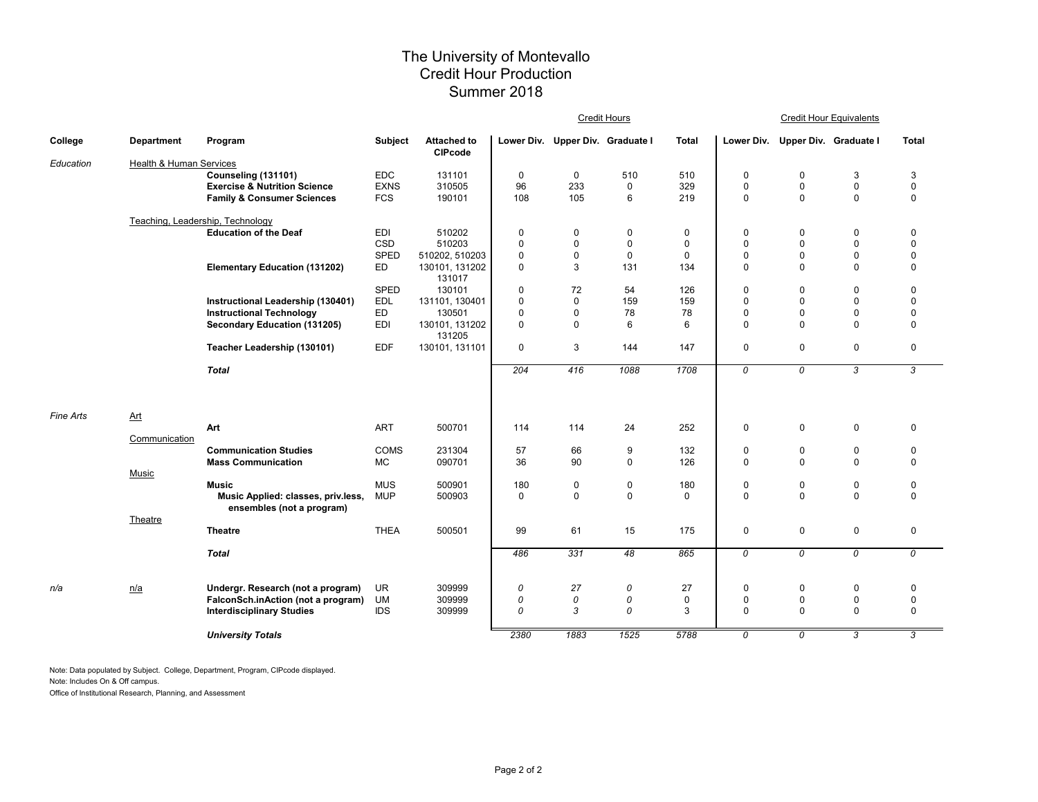# The University of Montevallo
## Credit Hour Production
## Summer 2018

| College | Department | Program | Subject | Attached to CIPcode | Credit Hours | | | | Credit Hour Equivalents | | | |
|---|---|---|---|---|---|---|---|---|---|---|---|---|
| | | | | | Lower Div. | Upper Div. | Graduate I | Total | Lower Div. | Upper Div. | Graduate I | Total |
| *Education* | Health & Human Services | | | | | | | | | | | |
| | | **Counseling (131101)** | EDC | 131101 | 0 | 0 | 510 | 510 | 0 | 0 | 3 | 3 |
| | | **Exercise & Nutrition Science** | EXNS | 310505 | 96 | 233 | 0 | 329 | 0 | 0 | 0 | 0 |
| | | **Family & Consumer Sciences** | FCS | 190101 | 108 | 105 | 6 | 219 | 0 | 0 | 0 | 0 |
| | Teaching, Leadership, Technology | | | | | | | | | | | |
| | | **Education of the Deaf** | EDI | 510202 | 0 | 0 | 0 | 0 | 0 | 0 | 0 | 0 |
| | | | CSD | 510203 | 0 | 0 | 0 | 0 | 0 | 0 | 0 | 0 |
| | | | SPED | 510202, 510203 | 0 | 0 | 0 | 0 | 0 | 0 | 0 | 0 |
| | | **Elementary Education (131202)** | ED | 130101, 131202 131017 | 0 | 3 | 131 | 134 | 0 | 0 | 0 | 0 |
| | | | SPED | 130101 | 0 | 72 | 54 | 126 | 0 | 0 | 0 | 0 |
| | | **Instructional Leadership (130401)** | EDL | 131101, 130401 | 0 | 0 | 159 | 159 | 0 | 0 | 0 | 0 |
| | | **Instructional Technology** | ED | 130501 | 0 | 0 | 78 | 78 | 0 | 0 | 0 | 0 |
| | | **Secondary Education (131205)** | EDI | 130101, 131202 131205 | 0 | 0 | 6 | 6 | 0 | 0 | 0 | 0 |
| | | **Teacher Leadership (130101)** | EDF | 130101, 131101 | 0 | 3 | 144 | 147 | 0 | 0 | 0 | 0 |
| | | ***Total*** | | | *204* | *416* | *1088* | *1708* | *0* | *0* | *3* | *3* |
| *Fine Arts* | Art | | | | | | | | | | | |
| | | **Art** | ART | 500701 | 114 | 114 | 24 | 252 | 0 | 0 | 0 | 0 |
| | Communication | | | | | | | | | | | |
| | | **Communication Studies** | COMS | 231304 | 57 | 66 | 9 | 132 | 0 | 0 | 0 | 0 |
| | | **Mass Communication** | MC | 090701 | 36 | 90 | 0 | 126 | 0 | 0 | 0 | 0 |
| | Music | | | | | | | | | | | |
| | | **Music** | MUS | 500901 | 180 | 0 | 0 | 180 | 0 | 0 | 0 | 0 |
| | | **Music Applied: classes, priv.less, ensembles (not a program)** | MUP | 500903 | 0 | 0 | 0 | 0 | 0 | 0 | 0 | 0 |
| | Theatre | | | | | | | | | | | |
| | | **Theatre** | THEA | 500501 | 99 | 61 | 15 | 175 | 0 | 0 | 0 | 0 |
| | | ***Total*** | | | *486* | *331* | *48* | *865* | *0* | *0* | *0* | *0* |
| *n/a* | n/a | **Undergr. Research (not a program)** | UR | 309999 | *0* | *27* | *0* | 27 | 0 | 0 | 0 | 0 |
| | | **FalconSch.inAction (not a program)** | UM | 309999 | *0* | *0* | *0* | 0 | 0 | 0 | 0 | 0 |
| | | **Interdisciplinary Studies** | IDS | 309999 | *0* | *3* | *0* | 3 | 0 | 0 | 0 | 0 |
| | | ***University Totals*** | | | *2380* | *1883* | *1525* | *5788* | *0* | *0* | *3* | *3* |

Note: Data populated by Subject. College, Department, Program, CIPcode displayed.

Note: Includes On & Off campus.

Office of Institutional Research, Planning, and Assessment